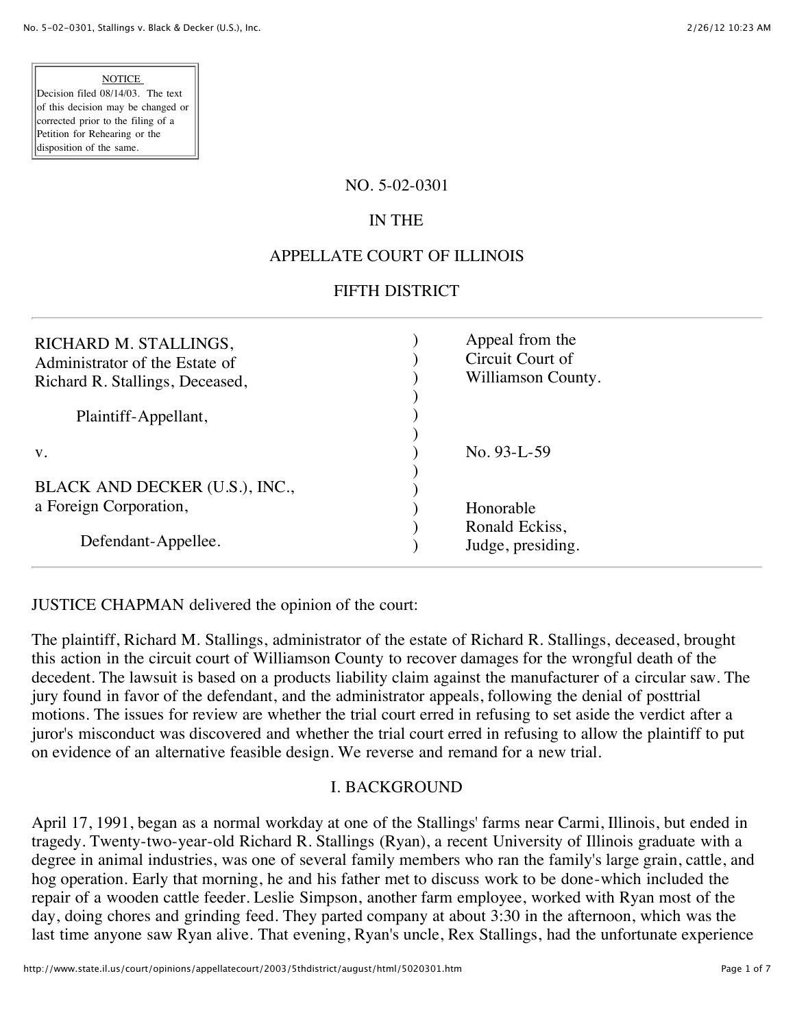NOTICE

Decision filed 08/14/03. The text of this decision may be changed or corrected prior to the filing of a Petition for Rehearing or the disposition of the same.

NO. 5-02-0301

IN THE

APPELLATE COURT OF ILLINOIS

FIFTH DISTRICT

| | | |
|---|---|---|
| RICHARD M. STALLINGS, Administrator of the Estate of Richard R. Stallings, Deceased,<br><br>Plaintiff-Appellant,<br><br>v.<br><br>BLACK AND DECKER (U.S.), INC., a Foreign Corporation,<br><br>Defendant-Appellee. | ) | Appeal from the Circuit Court of Williamson County.<br><br>No. 93-L-59<br><br>Honorable Ronald Eckiss, Judge, presiding. |

JUSTICE CHAPMAN delivered the opinion of the court:

The plaintiff, Richard M. Stallings, administrator of the estate of Richard R. Stallings, deceased, brought this action in the circuit court of Williamson County to recover damages for the wrongful death of the decedent. The lawsuit is based on a products liability claim against the manufacturer of a circular saw. The jury found in favor of the defendant, and the administrator appeals, following the denial of posttrial motions. The issues for review are whether the trial court erred in refusing to set aside the verdict after a juror's misconduct was discovered and whether the trial court erred in refusing to allow the plaintiff to put on evidence of an alternative feasible design. We reverse and remand for a new trial.

## I. BACKGROUND

April 17, 1991, began as a normal workday at one of the Stallings' farms near Carmi, Illinois, but ended in tragedy. Twenty-two-year-old Richard R. Stallings (Ryan), a recent University of Illinois graduate with a degree in animal industries, was one of several family members who ran the family's large grain, cattle, and hog operation. Early that morning, he and his father met to discuss work to be done-which included the repair of a wooden cattle feeder. Leslie Simpson, another farm employee, worked with Ryan most of the day, doing chores and grinding feed. They parted company at about 3:30 in the afternoon, which was the last time anyone saw Ryan alive. That evening, Ryan's uncle, Rex Stallings, had the unfortunate experience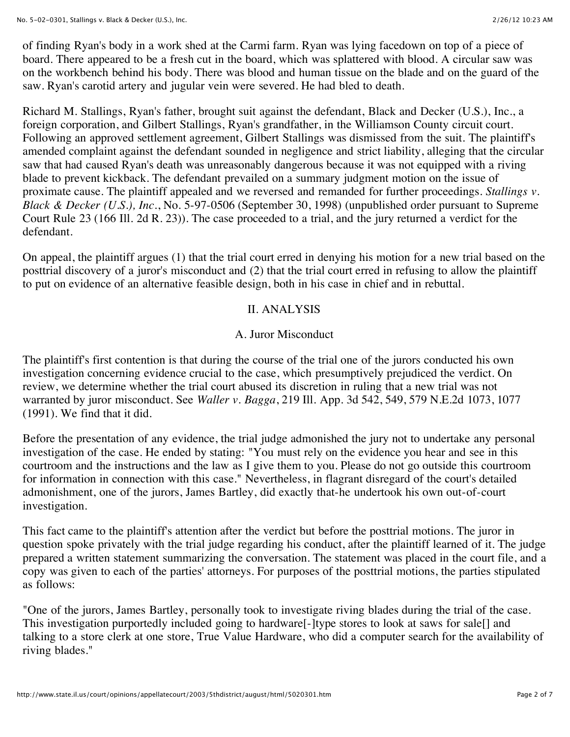of finding Ryan's body in a work shed at the Carmi farm. Ryan was lying facedown on top of a piece of board. There appeared to be a fresh cut in the board, which was splattered with blood. A circular saw was on the workbench behind his body. There was blood and human tissue on the blade and on the guard of the saw. Ryan's carotid artery and jugular vein were severed. He had bled to death.

Richard M. Stallings, Ryan's father, brought suit against the defendant, Black and Decker (U.S.), Inc., a foreign corporation, and Gilbert Stallings, Ryan's grandfather, in the Williamson County circuit court. Following an approved settlement agreement, Gilbert Stallings was dismissed from the suit. The plaintiff's amended complaint against the defendant sounded in negligence and strict liability, alleging that the circular saw that had caused Ryan's death was unreasonably dangerous because it was not equipped with a riving blade to prevent kickback. The defendant prevailed on a summary judgment motion on the issue of proximate cause. The plaintiff appealed and we reversed and remanded for further proceedings. *Stallings v. Black & Decker (U.S.), Inc.*, No. 5-97-0506 (September 30, 1998) (unpublished order pursuant to Supreme Court Rule 23 (166 Ill. 2d R. 23)). The case proceeded to a trial, and the jury returned a verdict for the defendant.

On appeal, the plaintiff argues (1) that the trial court erred in denying his motion for a new trial based on the posttrial discovery of a juror's misconduct and (2) that the trial court erred in refusing to allow the plaintiff to put on evidence of an alternative feasible design, both in his case in chief and in rebuttal.

## II. ANALYSIS

### A. Juror Misconduct

The plaintiff's first contention is that during the course of the trial one of the jurors conducted his own investigation concerning evidence crucial to the case, which presumptively prejudiced the verdict. On review, we determine whether the trial court abused its discretion in ruling that a new trial was not warranted by juror misconduct. See *Waller v. Bagga*, 219 Ill. App. 3d 542, 549, 579 N.E.2d 1073, 1077 (1991). We find that it did.

Before the presentation of any evidence, the trial judge admonished the jury not to undertake any personal investigation of the case. He ended by stating: "You must rely on the evidence you hear and see in this courtroom and the instructions and the law as I give them to you. Please do not go outside this courtroom for information in connection with this case." Nevertheless, in flagrant disregard of the court's detailed admonishment, one of the jurors, James Bartley, did exactly that-he undertook his own out-of-court investigation.

This fact came to the plaintiff's attention after the verdict but before the posttrial motions. The juror in question spoke privately with the trial judge regarding his conduct, after the plaintiff learned of it. The judge prepared a written statement summarizing the conversation. The statement was placed in the court file, and a copy was given to each of the parties' attorneys. For purposes of the posttrial motions, the parties stipulated as follows:

"One of the jurors, James Bartley, personally took to investigate riving blades during the trial of the case. This investigation purportedly included going to hardware[-]type stores to look at saws for sale[] and talking to a store clerk at one store, True Value Hardware, who did a computer search for the availability of riving blades."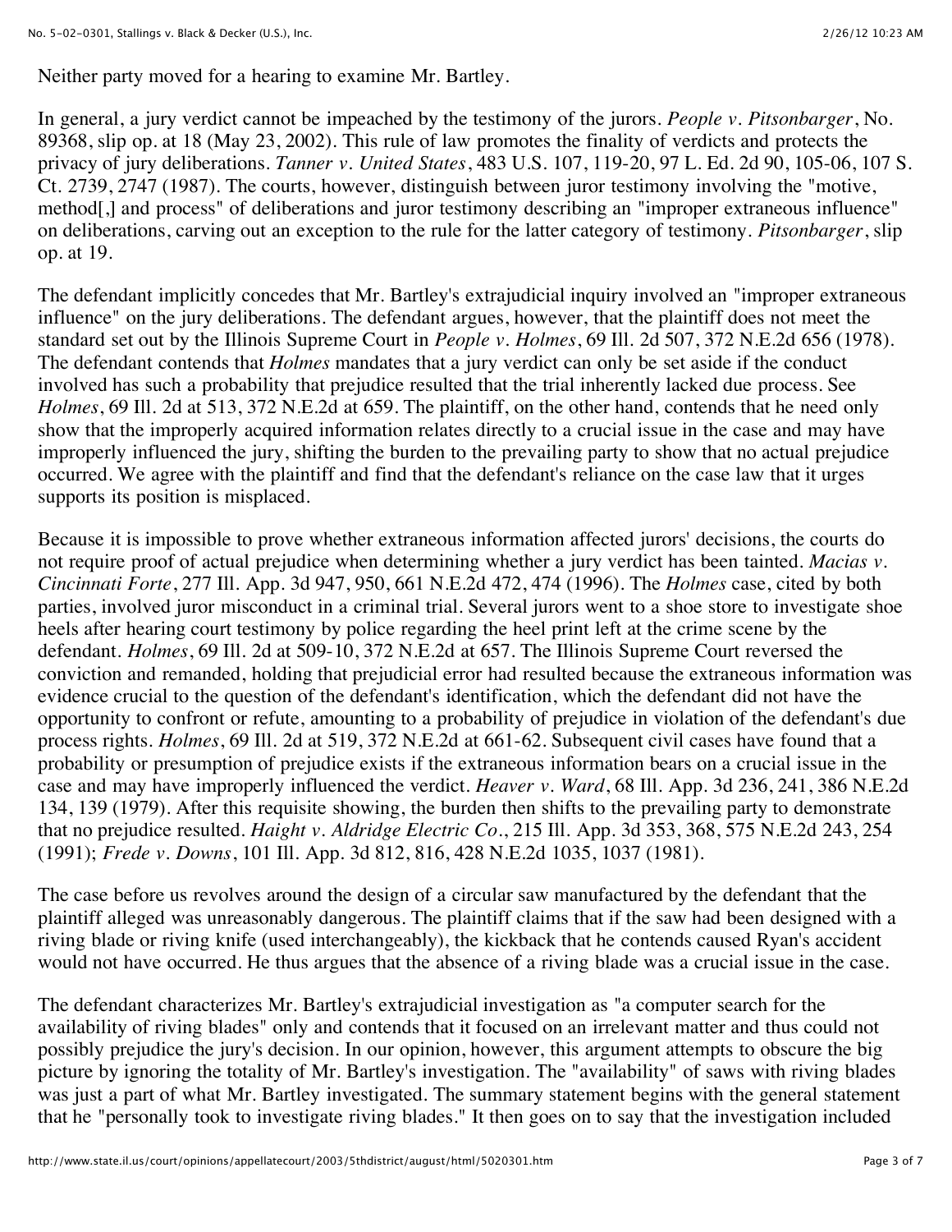Neither party moved for a hearing to examine Mr. Bartley.

In general, a jury verdict cannot be impeached by the testimony of the jurors. *People v. Pitsonbarger*, No. 89368, slip op. at 18 (May 23, 2002). This rule of law promotes the finality of verdicts and protects the privacy of jury deliberations. *Tanner v. United States*, 483 U.S. 107, 119-20, 97 L. Ed. 2d 90, 105-06, 107 S. Ct. 2739, 2747 (1987). The courts, however, distinguish between juror testimony involving the "motive, method[,] and process" of deliberations and juror testimony describing an "improper extraneous influence" on deliberations, carving out an exception to the rule for the latter category of testimony. *Pitsonbarger*, slip op. at 19.

The defendant implicitly concedes that Mr. Bartley's extrajudicial inquiry involved an "improper extraneous influence" on the jury deliberations. The defendant argues, however, that the plaintiff does not meet the standard set out by the Illinois Supreme Court in *People v. Holmes*, 69 Ill. 2d 507, 372 N.E.2d 656 (1978). The defendant contends that *Holmes* mandates that a jury verdict can only be set aside if the conduct involved has such a probability that prejudice resulted that the trial inherently lacked due process. See *Holmes*, 69 Ill. 2d at 513, 372 N.E.2d at 659. The plaintiff, on the other hand, contends that he need only show that the improperly acquired information relates directly to a crucial issue in the case and may have improperly influenced the jury, shifting the burden to the prevailing party to show that no actual prejudice occurred. We agree with the plaintiff and find that the defendant's reliance on the case law that it urges supports its position is misplaced.

Because it is impossible to prove whether extraneous information affected jurors' decisions, the courts do not require proof of actual prejudice when determining whether a jury verdict has been tainted. *Macias v. Cincinnati Forte*, 277 Ill. App. 3d 947, 950, 661 N.E.2d 472, 474 (1996). The *Holmes* case, cited by both parties, involved juror misconduct in a criminal trial. Several jurors went to a shoe store to investigate shoe heels after hearing court testimony by police regarding the heel print left at the crime scene by the defendant. *Holmes*, 69 Ill. 2d at 509-10, 372 N.E.2d at 657. The Illinois Supreme Court reversed the conviction and remanded, holding that prejudicial error had resulted because the extraneous information was evidence crucial to the question of the defendant's identification, which the defendant did not have the opportunity to confront or refute, amounting to a probability of prejudice in violation of the defendant's due process rights. *Holmes*, 69 Ill. 2d at 519, 372 N.E.2d at 661-62. Subsequent civil cases have found that a probability or presumption of prejudice exists if the extraneous information bears on a crucial issue in the case and may have improperly influenced the verdict. *Heaver v. Ward*, 68 Ill. App. 3d 236, 241, 386 N.E.2d 134, 139 (1979). After this requisite showing, the burden then shifts to the prevailing party to demonstrate that no prejudice resulted. *Haight v. Aldridge Electric Co.*, 215 Ill. App. 3d 353, 368, 575 N.E.2d 243, 254 (1991); *Frede v. Downs*, 101 Ill. App. 3d 812, 816, 428 N.E.2d 1035, 1037 (1981).

The case before us revolves around the design of a circular saw manufactured by the defendant that the plaintiff alleged was unreasonably dangerous. The plaintiff claims that if the saw had been designed with a riving blade or riving knife (used interchangeably), the kickback that he contends caused Ryan's accident would not have occurred. He thus argues that the absence of a riving blade was a crucial issue in the case.

The defendant characterizes Mr. Bartley's extrajudicial investigation as "a computer search for the availability of riving blades" only and contends that it focused on an irrelevant matter and thus could not possibly prejudice the jury's decision. In our opinion, however, this argument attempts to obscure the big picture by ignoring the totality of Mr. Bartley's investigation. The "availability" of saws with riving blades was just a part of what Mr. Bartley investigated. The summary statement begins with the general statement that he "personally took to investigate riving blades." It then goes on to say that the investigation included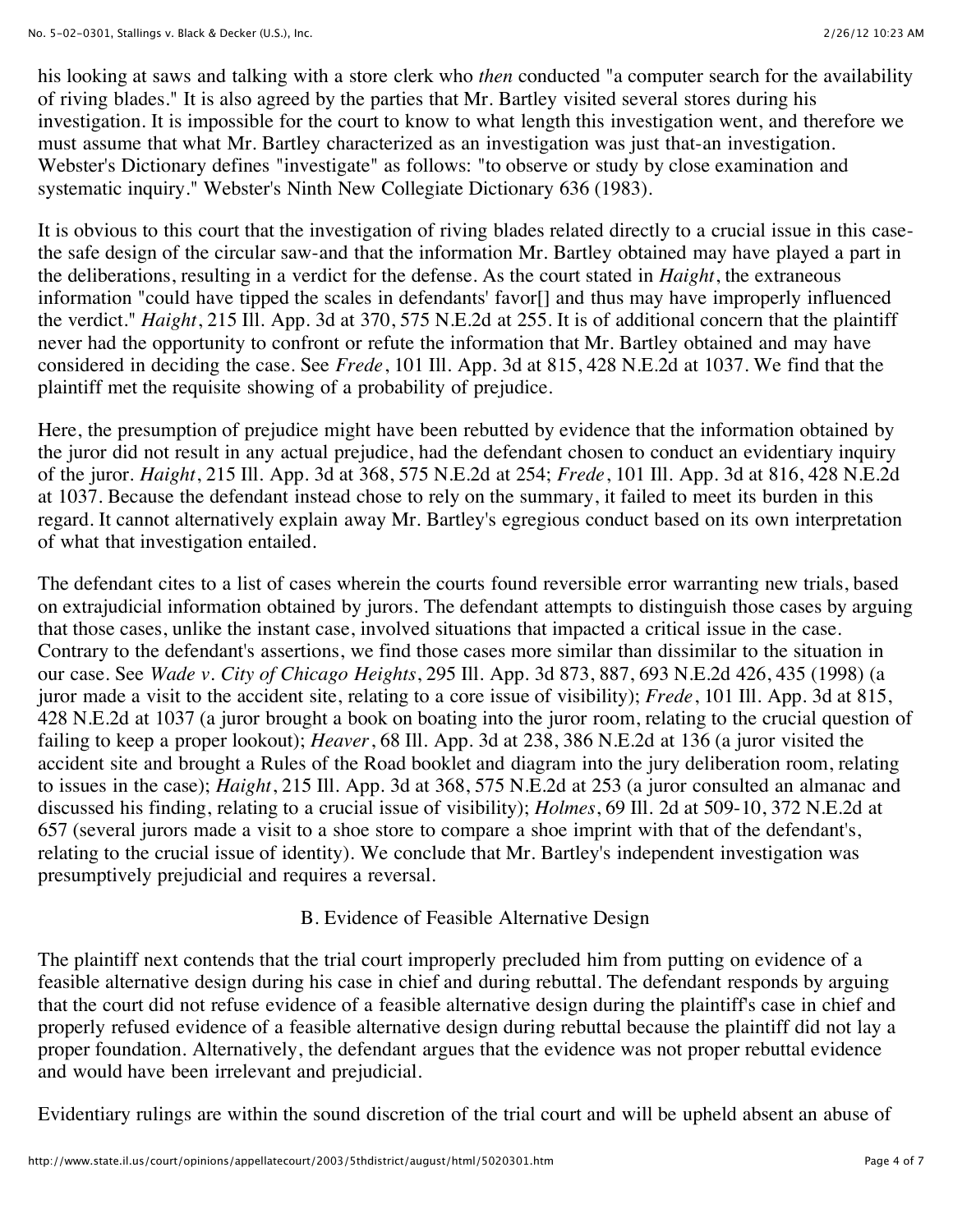his looking at saws and talking with a store clerk who *then* conducted "a computer search for the availability of riving blades." It is also agreed by the parties that Mr. Bartley visited several stores during his investigation. It is impossible for the court to know to what length this investigation went, and therefore we must assume that what Mr. Bartley characterized as an investigation was just that-an investigation. Webster's Dictionary defines "investigate" as follows: "to observe or study by close examination and systematic inquiry." Webster's Ninth New Collegiate Dictionary 636 (1983).

It is obvious to this court that the investigation of riving blades related directly to a crucial issue in this case-the safe design of the circular saw-and that the information Mr. Bartley obtained may have played a part in the deliberations, resulting in a verdict for the defense. As the court stated in *Haight*, the extraneous information "could have tipped the scales in defendants' favor[] and thus may have improperly influenced the verdict." *Haight*, 215 Ill. App. 3d at 370, 575 N.E.2d at 255. It is of additional concern that the plaintiff never had the opportunity to confront or refute the information that Mr. Bartley obtained and may have considered in deciding the case. See *Frede*, 101 Ill. App. 3d at 815, 428 N.E.2d at 1037. We find that the plaintiff met the requisite showing of a probability of prejudice.

Here, the presumption of prejudice might have been rebutted by evidence that the information obtained by the juror did not result in any actual prejudice, had the defendant chosen to conduct an evidentiary inquiry of the juror. *Haight*, 215 Ill. App. 3d at 368, 575 N.E.2d at 254; *Frede*, 101 Ill. App. 3d at 816, 428 N.E.2d at 1037. Because the defendant instead chose to rely on the summary, it failed to meet its burden in this regard. It cannot alternatively explain away Mr. Bartley's egregious conduct based on its own interpretation of what that investigation entailed.

The defendant cites to a list of cases wherein the courts found reversible error warranting new trials, based on extrajudicial information obtained by jurors. The defendant attempts to distinguish those cases by arguing that those cases, unlike the instant case, involved situations that impacted a critical issue in the case. Contrary to the defendant's assertions, we find those cases more similar than dissimilar to the situation in our case. See *Wade v. City of Chicago Heights*, 295 Ill. App. 3d 873, 887, 693 N.E.2d 426, 435 (1998) (a juror made a visit to the accident site, relating to a core issue of visibility); *Frede*, 101 Ill. App. 3d at 815, 428 N.E.2d at 1037 (a juror brought a book on boating into the juror room, relating to the crucial question of failing to keep a proper lookout); *Heaver*, 68 Ill. App. 3d at 238, 386 N.E.2d at 136 (a juror visited the accident site and brought a Rules of the Road booklet and diagram into the jury deliberation room, relating to issues in the case); *Haight*, 215 Ill. App. 3d at 368, 575 N.E.2d at 253 (a juror consulted an almanac and discussed his finding, relating to a crucial issue of visibility); *Holmes*, 69 Ill. 2d at 509-10, 372 N.E.2d at 657 (several jurors made a visit to a shoe store to compare a shoe imprint with that of the defendant's, relating to the crucial issue of identity). We conclude that Mr. Bartley's independent investigation was presumptively prejudicial and requires a reversal.

B. Evidence of Feasible Alternative Design

The plaintiff next contends that the trial court improperly precluded him from putting on evidence of a feasible alternative design during his case in chief and during rebuttal. The defendant responds by arguing that the court did not refuse evidence of a feasible alternative design during the plaintiff's case in chief and properly refused evidence of a feasible alternative design during rebuttal because the plaintiff did not lay a proper foundation. Alternatively, the defendant argues that the evidence was not proper rebuttal evidence and would have been irrelevant and prejudicial.

Evidentiary rulings are within the sound discretion of the trial court and will be upheld absent an abuse of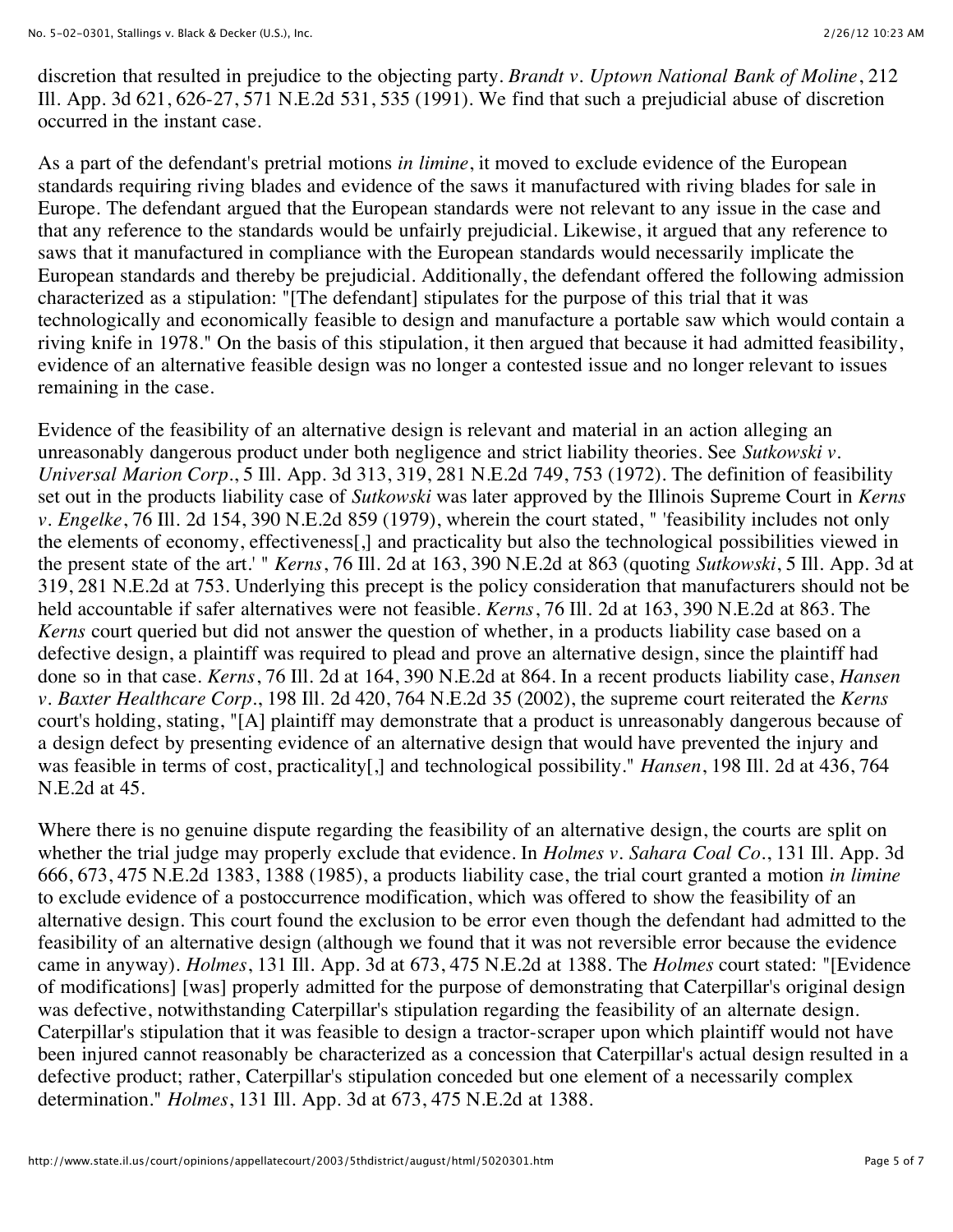discretion that resulted in prejudice to the objecting party. *Brandt v. Uptown National Bank of Moline*, 212 Ill. App. 3d 621, 626-27, 571 N.E.2d 531, 535 (1991). We find that such a prejudicial abuse of discretion occurred in the instant case.

As a part of the defendant's pretrial motions *in limine*, it moved to exclude evidence of the European standards requiring riving blades and evidence of the saws it manufactured with riving blades for sale in Europe. The defendant argued that the European standards were not relevant to any issue in the case and that any reference to the standards would be unfairly prejudicial. Likewise, it argued that any reference to saws that it manufactured in compliance with the European standards would necessarily implicate the European standards and thereby be prejudicial. Additionally, the defendant offered the following admission characterized as a stipulation: "[The defendant] stipulates for the purpose of this trial that it was technologically and economically feasible to design and manufacture a portable saw which would contain a riving knife in 1978." On the basis of this stipulation, it then argued that because it had admitted feasibility, evidence of an alternative feasible design was no longer a contested issue and no longer relevant to issues remaining in the case.

Evidence of the feasibility of an alternative design is relevant and material in an action alleging an unreasonably dangerous product under both negligence and strict liability theories. See *Sutkowski v. Universal Marion Corp.*, 5 Ill. App. 3d 313, 319, 281 N.E.2d 749, 753 (1972). The definition of feasibility set out in the products liability case of *Sutkowski* was later approved by the Illinois Supreme Court in *Kerns v. Engelke*, 76 Ill. 2d 154, 390 N.E.2d 859 (1979), wherein the court stated, " 'feasibility includes not only the elements of economy, effectiveness[,] and practicality but also the technological possibilities viewed in the present state of the art.' " *Kerns*, 76 Ill. 2d at 163, 390 N.E.2d at 863 (quoting *Sutkowski*, 5 Ill. App. 3d at 319, 281 N.E.2d at 753. Underlying this precept is the policy consideration that manufacturers should not be held accountable if safer alternatives were not feasible. *Kerns*, 76 Ill. 2d at 163, 390 N.E.2d at 863. The *Kerns* court queried but did not answer the question of whether, in a products liability case based on a defective design, a plaintiff was required to plead and prove an alternative design, since the plaintiff had done so in that case. *Kerns*, 76 Ill. 2d at 164, 390 N.E.2d at 864. In a recent products liability case, *Hansen v. Baxter Healthcare Corp.*, 198 Ill. 2d 420, 764 N.E.2d 35 (2002), the supreme court reiterated the *Kerns* court's holding, stating, "[A] plaintiff may demonstrate that a product is unreasonably dangerous because of a design defect by presenting evidence of an alternative design that would have prevented the injury and was feasible in terms of cost, practicality[,] and technological possibility." *Hansen*, 198 Ill. 2d at 436, 764 N.E.2d at 45.

Where there is no genuine dispute regarding the feasibility of an alternative design, the courts are split on whether the trial judge may properly exclude that evidence. In *Holmes v. Sahara Coal Co.*, 131 Ill. App. 3d 666, 673, 475 N.E.2d 1383, 1388 (1985), a products liability case, the trial court granted a motion *in limine* to exclude evidence of a postoccurrence modification, which was offered to show the feasibility of an alternative design. This court found the exclusion to be error even though the defendant had admitted to the feasibility of an alternative design (although we found that it was not reversible error because the evidence came in anyway). *Holmes*, 131 Ill. App. 3d at 673, 475 N.E.2d at 1388. The *Holmes* court stated: "[Evidence of modifications] [was] properly admitted for the purpose of demonstrating that Caterpillar's original design was defective, notwithstanding Caterpillar's stipulation regarding the feasibility of an alternate design. Caterpillar's stipulation that it was feasible to design a tractor-scraper upon which plaintiff would not have been injured cannot reasonably be characterized as a concession that Caterpillar's actual design resulted in a defective product; rather, Caterpillar's stipulation conceded but one element of a necessarily complex determination." *Holmes*, 131 Ill. App. 3d at 673, 475 N.E.2d at 1388.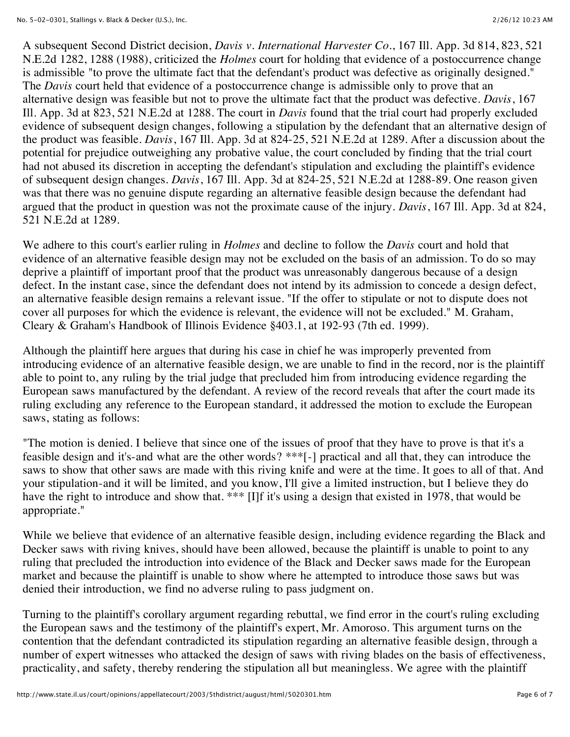A subsequent Second District decision, *Davis v. International Harvester Co.*, 167 Ill. App. 3d 814, 823, 521 N.E.2d 1282, 1288 (1988), criticized the *Holmes* court for holding that evidence of a postoccurrence change is admissible "to prove the ultimate fact that the defendant's product was defective as originally designed." The *Davis* court held that evidence of a postoccurrence change is admissible only to prove that an alternative design was feasible but not to prove the ultimate fact that the product was defective. *Davis*, 167 Ill. App. 3d at 823, 521 N.E.2d at 1288. The court in *Davis* found that the trial court had properly excluded evidence of subsequent design changes, following a stipulation by the defendant that an alternative design of the product was feasible. *Davis*, 167 Ill. App. 3d at 824-25, 521 N.E.2d at 1289. After a discussion about the potential for prejudice outweighing any probative value, the court concluded by finding that the trial court had not abused its discretion in accepting the defendant's stipulation and excluding the plaintiff's evidence of subsequent design changes. *Davis*, 167 Ill. App. 3d at 824-25, 521 N.E.2d at 1288-89. One reason given was that there was no genuine dispute regarding an alternative feasible design because the defendant had argued that the product in question was not the proximate cause of the injury. *Davis*, 167 Ill. App. 3d at 824, 521 N.E.2d at 1289.

We adhere to this court's earlier ruling in *Holmes* and decline to follow the *Davis* court and hold that evidence of an alternative feasible design may not be excluded on the basis of an admission. To do so may deprive a plaintiff of important proof that the product was unreasonably dangerous because of a design defect. In the instant case, since the defendant does not intend by its admission to concede a design defect, an alternative feasible design remains a relevant issue. "If the offer to stipulate or not to dispute does not cover all purposes for which the evidence is relevant, the evidence will not be excluded." M. Graham, Cleary & Graham's Handbook of Illinois Evidence §403.1, at 192-93 (7th ed. 1999).

Although the plaintiff here argues that during his case in chief he was improperly prevented from introducing evidence of an alternative feasible design, we are unable to find in the record, nor is the plaintiff able to point to, any ruling by the trial judge that precluded him from introducing evidence regarding the European saws manufactured by the defendant. A review of the record reveals that after the court made its ruling excluding any reference to the European standard, it addressed the motion to exclude the European saws, stating as follows:

"The motion is denied. I believe that since one of the issues of proof that they have to prove is that it's a feasible design and it's-and what are the other words? ***[-] practical and all that, they can introduce the saws to show that other saws are made with this riving knife and were at the time. It goes to all of that. And your stipulation-and it will be limited, and you know, I'll give a limited instruction, but I believe they do have the right to introduce and show that. *** [I]f it's using a design that existed in 1978, that would be appropriate."

While we believe that evidence of an alternative feasible design, including evidence regarding the Black and Decker saws with riving knives, should have been allowed, because the plaintiff is unable to point to any ruling that precluded the introduction into evidence of the Black and Decker saws made for the European market and because the plaintiff is unable to show where he attempted to introduce those saws but was denied their introduction, we find no adverse ruling to pass judgment on.

Turning to the plaintiff's corollary argument regarding rebuttal, we find error in the court's ruling excluding the European saws and the testimony of the plaintiff's expert, Mr. Amoroso. This argument turns on the contention that the defendant contradicted its stipulation regarding an alternative feasible design, through a number of expert witnesses who attacked the design of saws with riving blades on the basis of effectiveness, practicality, and safety, thereby rendering the stipulation all but meaningless. We agree with the plaintiff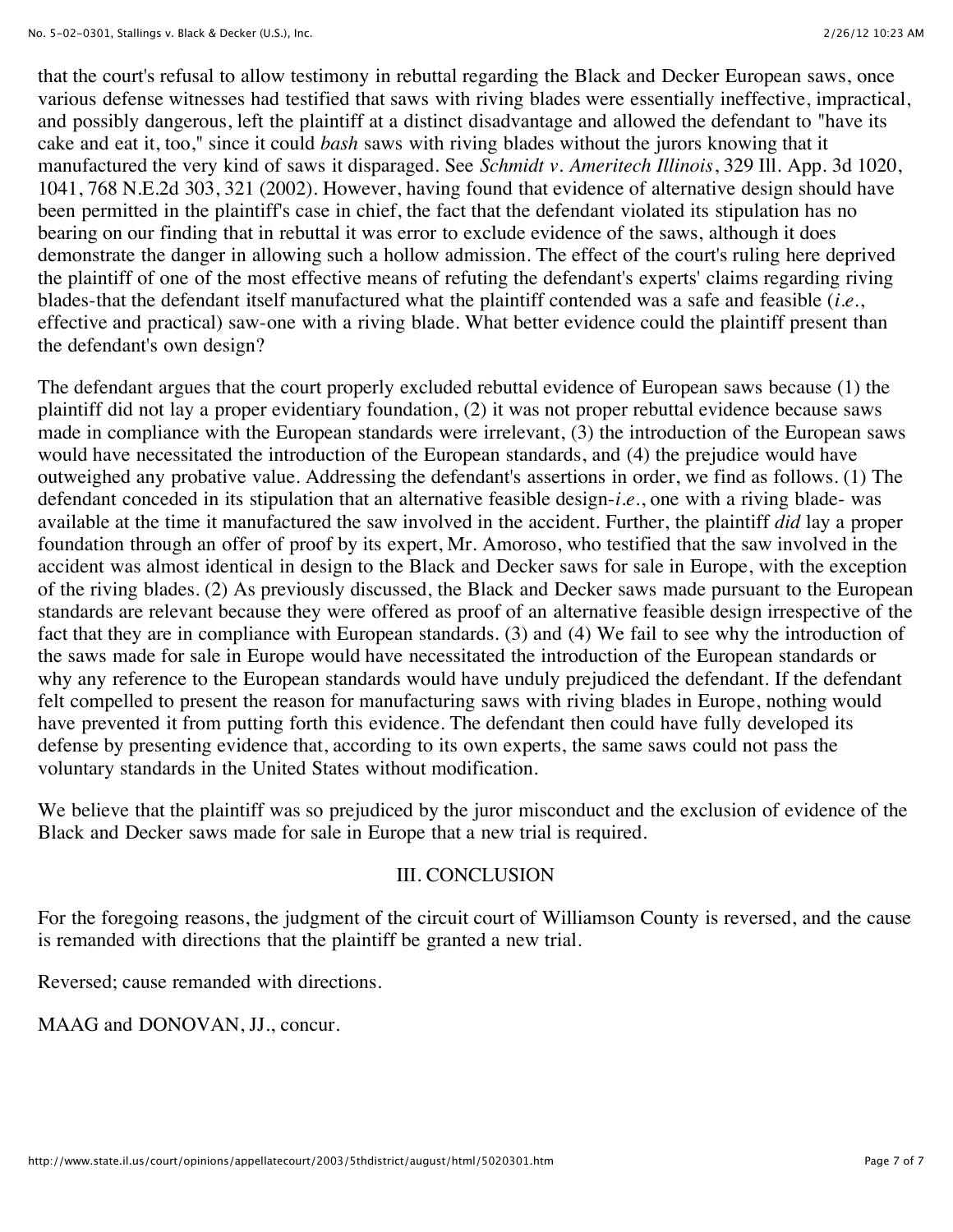that the court's refusal to allow testimony in rebuttal regarding the Black and Decker European saws, once various defense witnesses had testified that saws with riving blades were essentially ineffective, impractical, and possibly dangerous, left the plaintiff at a distinct disadvantage and allowed the defendant to "have its cake and eat it, too," since it could *bash* saws with riving blades without the jurors knowing that it manufactured the very kind of saws it disparaged. See *Schmidt v. Ameritech Illinois*, 329 Ill. App. 3d 1020, 1041, 768 N.E.2d 303, 321 (2002). However, having found that evidence of alternative design should have been permitted in the plaintiff's case in chief, the fact that the defendant violated its stipulation has no bearing on our finding that in rebuttal it was error to exclude evidence of the saws, although it does demonstrate the danger in allowing such a hollow admission. The effect of the court's ruling here deprived the plaintiff of one of the most effective means of refuting the defendant's experts' claims regarding riving blades-that the defendant itself manufactured what the plaintiff contended was a safe and feasible (*i.e.*, effective and practical) saw-one with a riving blade. What better evidence could the plaintiff present than the defendant's own design?

The defendant argues that the court properly excluded rebuttal evidence of European saws because (1) the plaintiff did not lay a proper evidentiary foundation, (2) it was not proper rebuttal evidence because saws made in compliance with the European standards were irrelevant, (3) the introduction of the European saws would have necessitated the introduction of the European standards, and (4) the prejudice would have outweighed any probative value. Addressing the defendant's assertions in order, we find as follows. (1) The defendant conceded in its stipulation that an alternative feasible design-*i.e.*, one with a riving blade- was available at the time it manufactured the saw involved in the accident. Further, the plaintiff *did* lay a proper foundation through an offer of proof by its expert, Mr. Amoroso, who testified that the saw involved in the accident was almost identical in design to the Black and Decker saws for sale in Europe, with the exception of the riving blades. (2) As previously discussed, the Black and Decker saws made pursuant to the European standards are relevant because they were offered as proof of an alternative feasible design irrespective of the fact that they are in compliance with European standards. (3) and (4) We fail to see why the introduction of the saws made for sale in Europe would have necessitated the introduction of the European standards or why any reference to the European standards would have unduly prejudiced the defendant. If the defendant felt compelled to present the reason for manufacturing saws with riving blades in Europe, nothing would have prevented it from putting forth this evidence. The defendant then could have fully developed its defense by presenting evidence that, according to its own experts, the same saws could not pass the voluntary standards in the United States without modification.

We believe that the plaintiff was so prejudiced by the juror misconduct and the exclusion of evidence of the Black and Decker saws made for sale in Europe that a new trial is required.

## III. CONCLUSION

For the foregoing reasons, the judgment of the circuit court of Williamson County is reversed, and the cause is remanded with directions that the plaintiff be granted a new trial.

Reversed; cause remanded with directions.

MAAG and DONOVAN, JJ., concur.